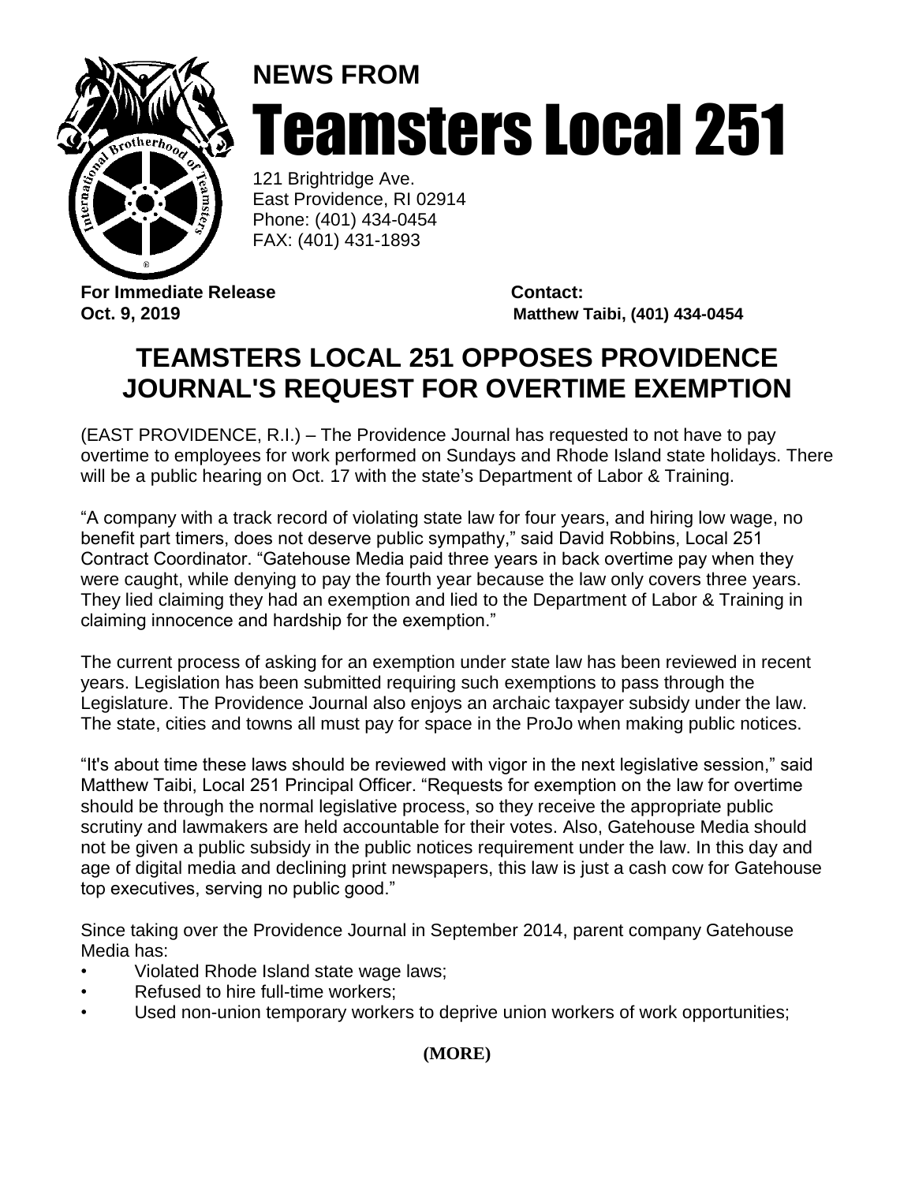**NEWS FROM**

# Teamsters Local 251

121 Brightridge Ave.
East Providence, RI 02914
Phone: (401) 434-0454
FAX: (401) 431-1893

**For Immediate Release**
**Oct. 9, 2019**

**Contact:**
**Matthew Taibi, (401) 434-0454**

## TEAMSTERS LOCAL 251 OPPOSES PROVIDENCE JOURNAL'S REQUEST FOR OVERTIME EXEMPTION

(EAST PROVIDENCE, R.I.) – The Providence Journal has requested to not have to pay overtime to employees for work performed on Sundays and Rhode Island state holidays. There will be a public hearing on Oct. 17 with the state's Department of Labor & Training.

"A company with a track record of violating state law for four years, and hiring low wage, no benefit part timers, does not deserve public sympathy," said David Robbins, Local 251 Contract Coordinator. "Gatehouse Media paid three years in back overtime pay when they were caught, while denying to pay the fourth year because the law only covers three years. They lied claiming they had an exemption and lied to the Department of Labor & Training in claiming innocence and hardship for the exemption."

The current process of asking for an exemption under state law has been reviewed in recent years. Legislation has been submitted requiring such exemptions to pass through the Legislature. The Providence Journal also enjoys an archaic taxpayer subsidy under the law. The state, cities and towns all must pay for space in the ProJo when making public notices.

"It's about time these laws should be reviewed with vigor in the next legislative session," said Matthew Taibi, Local 251 Principal Officer. "Requests for exemption on the law for overtime should be through the normal legislative process, so they receive the appropriate public scrutiny and lawmakers are held accountable for their votes. Also, Gatehouse Media should not be given a public subsidy in the public notices requirement under the law. In this day and age of digital media and declining print newspapers, this law is just a cash cow for Gatehouse top executives, serving no public good."

Since taking over the Providence Journal in September 2014, parent company Gatehouse Media has:

- Violated Rhode Island state wage laws;
- Refused to hire full-time workers;
- Used non-union temporary workers to deprive union workers of work opportunities;

**(MORE)**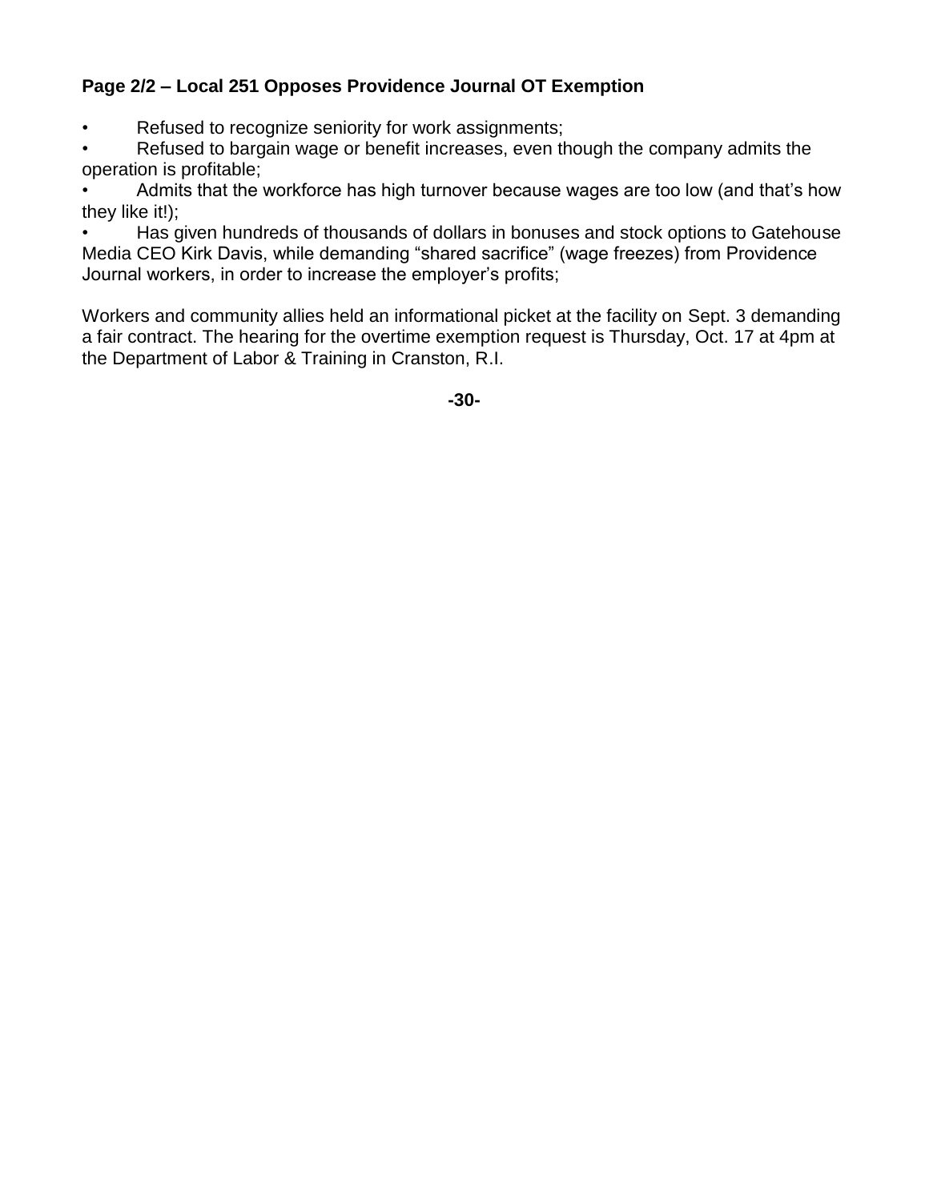- Refused to recognize seniority for work assignments;
- Refused to bargain wage or benefit increases, even though the company admits the operation is profitable;
- Admits that the workforce has high turnover because wages are too low (and that's how they like it!);
- Has given hundreds of thousands of dollars in bonuses and stock options to Gatehouse Media CEO Kirk Davis, while demanding "shared sacrifice" (wage freezes) from Providence Journal workers, in order to increase the employer's profits;

Workers and community allies held an informational picket at the facility on Sept. 3 demanding a fair contract. The hearing for the overtime exemption request is Thursday, Oct. 17 at 4pm at the Department of Labor & Training in Cranston, R.I.

**-30-**